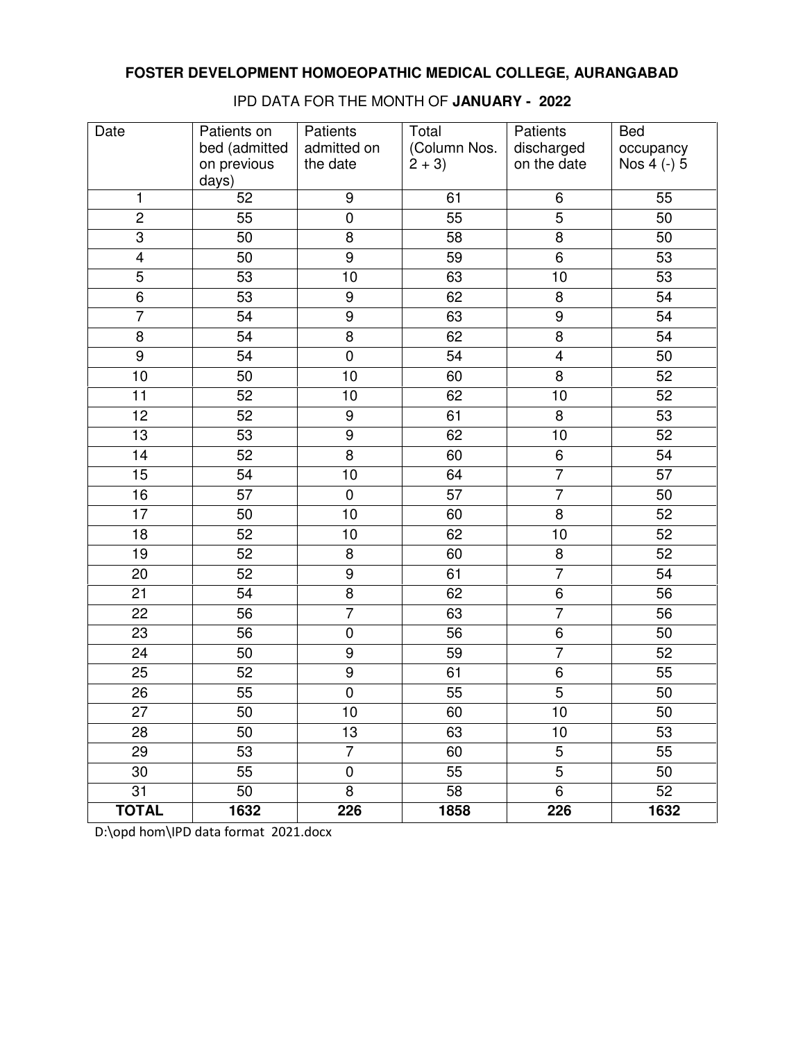# FOSTER DEVELOPMENT HOMOEOPATHIC MEDICAL COLLEGE, AURANGABAD

IPD DATA FOR THE MONTH OF **JANUARY - 2022**

| Date | Patients on bed (admitted on previous days) | Patients admitted on the date | Total (Column Nos. 2 + 3) | Patients discharged on the date | Bed occupancy Nos 4 (-) 5 |
|---|---|---|---|---|---|
| 1 | 52 | 9 | 61 | 6 | 55 |
| 2 | 55 | 0 | 55 | 5 | 50 |
| 3 | 50 | 8 | 58 | 8 | 50 |
| 4 | 50 | 9 | 59 | 6 | 53 |
| 5 | 53 | 10 | 63 | 10 | 53 |
| 6 | 53 | 9 | 62 | 8 | 54 |
| 7 | 54 | 9 | 63 | 9 | 54 |
| 8 | 54 | 8 | 62 | 8 | 54 |
| 9 | 54 | 0 | 54 | 4 | 50 |
| 10 | 50 | 10 | 60 | 8 | 52 |
| 11 | 52 | 10 | 62 | 10 | 52 |
| 12 | 52 | 9 | 61 | 8 | 53 |
| 13 | 53 | 9 | 62 | 10 | 52 |
| 14 | 52 | 8 | 60 | 6 | 54 |
| 15 | 54 | 10 | 64 | 7 | 57 |
| 16 | 57 | 0 | 57 | 7 | 50 |
| 17 | 50 | 10 | 60 | 8 | 52 |
| 18 | 52 | 10 | 62 | 10 | 52 |
| 19 | 52 | 8 | 60 | 8 | 52 |
| 20 | 52 | 9 | 61 | 7 | 54 |
| 21 | 54 | 8 | 62 | 6 | 56 |
| 22 | 56 | 7 | 63 | 7 | 56 |
| 23 | 56 | 0 | 56 | 6 | 50 |
| 24 | 50 | 9 | 59 | 7 | 52 |
| 25 | 52 | 9 | 61 | 6 | 55 |
| 26 | 55 | 0 | 55 | 5 | 50 |
| 27 | 50 | 10 | 60 | 10 | 50 |
| 28 | 50 | 13 | 63 | 10 | 53 |
| 29 | 53 | 7 | 60 | 5 | 55 |
| 30 | 55 | 0 | 55 | 5 | 50 |
| 31 | 50 | 8 | 58 | 6 | 52 |
| **TOTAL** | **1632** | **226** | **1858** | **226** | **1632** |

D:\opd hom\IPD data format 2021.docx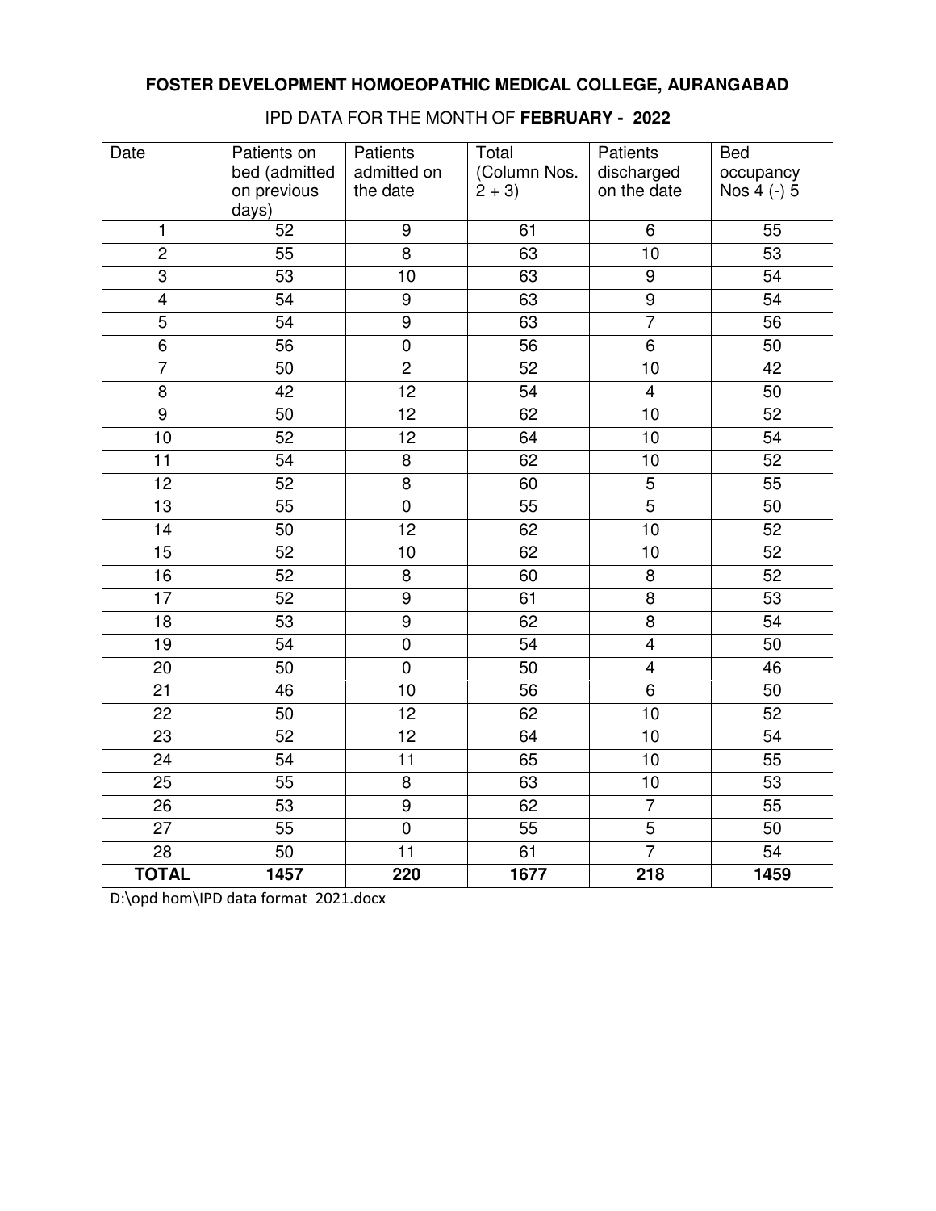# FOSTER DEVELOPMENT HOMOEOPATHIC MEDICAL COLLEGE, AURANGABAD

IPD DATA FOR THE MONTH OF **FEBRUARY - 2022**

| Date | Patients on bed (admitted on previous days) | Patients admitted on the date | Total (Column Nos. 2 + 3) | Patients discharged on the date | Bed occupancy Nos 4 (-) 5 |
|---|---|---|---|---|---|
| 1 | 52 | 9 | 61 | 6 | 55 |
| 2 | 55 | 8 | 63 | 10 | 53 |
| 3 | 53 | 10 | 63 | 9 | 54 |
| 4 | 54 | 9 | 63 | 9 | 54 |
| 5 | 54 | 9 | 63 | 7 | 56 |
| 6 | 56 | 0 | 56 | 6 | 50 |
| 7 | 50 | 2 | 52 | 10 | 42 |
| 8 | 42 | 12 | 54 | 4 | 50 |
| 9 | 50 | 12 | 62 | 10 | 52 |
| 10 | 52 | 12 | 64 | 10 | 54 |
| 11 | 54 | 8 | 62 | 10 | 52 |
| 12 | 52 | 8 | 60 | 5 | 55 |
| 13 | 55 | 0 | 55 | 5 | 50 |
| 14 | 50 | 12 | 62 | 10 | 52 |
| 15 | 52 | 10 | 62 | 10 | 52 |
| 16 | 52 | 8 | 60 | 8 | 52 |
| 17 | 52 | 9 | 61 | 8 | 53 |
| 18 | 53 | 9 | 62 | 8 | 54 |
| 19 | 54 | 0 | 54 | 4 | 50 |
| 20 | 50 | 0 | 50 | 4 | 46 |
| 21 | 46 | 10 | 56 | 6 | 50 |
| 22 | 50 | 12 | 62 | 10 | 52 |
| 23 | 52 | 12 | 64 | 10 | 54 |
| 24 | 54 | 11 | 65 | 10 | 55 |
| 25 | 55 | 8 | 63 | 10 | 53 |
| 26 | 53 | 9 | 62 | 7 | 55 |
| 27 | 55 | 0 | 55 | 5 | 50 |
| 28 | 50 | 11 | 61 | 7 | 54 |
| **TOTAL** | **1457** | **220** | **1677** | **218** | **1459** |

D:\opd hom\IPD data format 2021.docx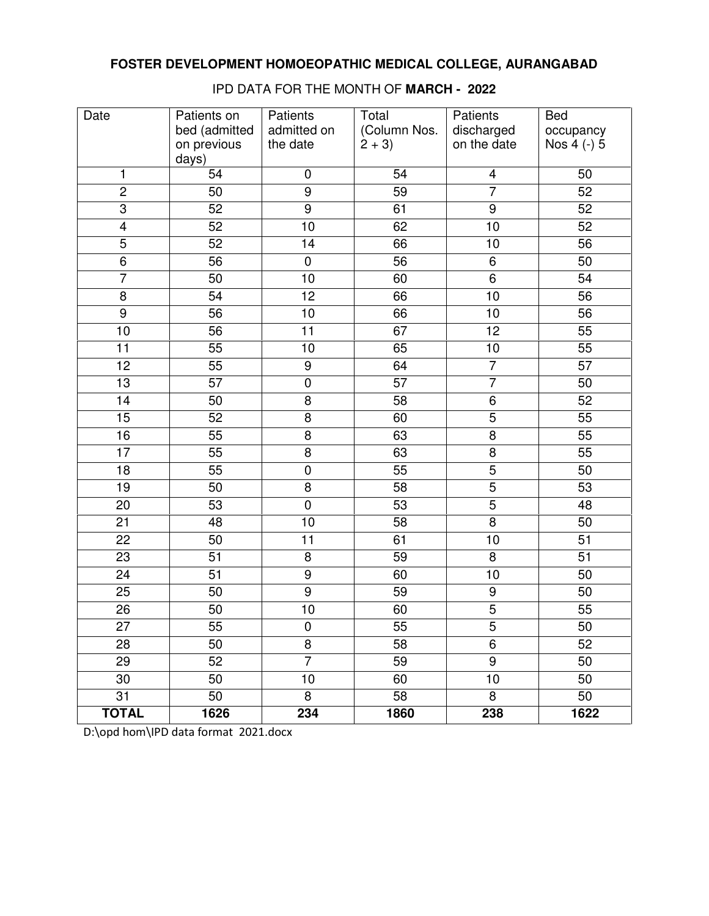**FOSTER DEVELOPMENT HOMOEOPATHIC MEDICAL COLLEGE, AURANGABAD**

IPD DATA FOR THE MONTH OF **MARCH - 2022**

| Date | Patients on bed (admitted on previous days) | Patients admitted on the date | Total (Column Nos. 2 + 3) | Patients discharged on the date | Bed occupancy Nos 4 (-) 5 |
|---|---|---|---|---|---|
| 1 | 54 | 0 | 54 | 4 | 50 |
| 2 | 50 | 9 | 59 | 7 | 52 |
| 3 | 52 | 9 | 61 | 9 | 52 |
| 4 | 52 | 10 | 62 | 10 | 52 |
| 5 | 52 | 14 | 66 | 10 | 56 |
| 6 | 56 | 0 | 56 | 6 | 50 |
| 7 | 50 | 10 | 60 | 6 | 54 |
| 8 | 54 | 12 | 66 | 10 | 56 |
| 9 | 56 | 10 | 66 | 10 | 56 |
| 10 | 56 | 11 | 67 | 12 | 55 |
| 11 | 55 | 10 | 65 | 10 | 55 |
| 12 | 55 | 9 | 64 | 7 | 57 |
| 13 | 57 | 0 | 57 | 7 | 50 |
| 14 | 50 | 8 | 58 | 6 | 52 |
| 15 | 52 | 8 | 60 | 5 | 55 |
| 16 | 55 | 8 | 63 | 8 | 55 |
| 17 | 55 | 8 | 63 | 8 | 55 |
| 18 | 55 | 0 | 55 | 5 | 50 |
| 19 | 50 | 8 | 58 | 5 | 53 |
| 20 | 53 | 0 | 53 | 5 | 48 |
| 21 | 48 | 10 | 58 | 8 | 50 |
| 22 | 50 | 11 | 61 | 10 | 51 |
| 23 | 51 | 8 | 59 | 8 | 51 |
| 24 | 51 | 9 | 60 | 10 | 50 |
| 25 | 50 | 9 | 59 | 9 | 50 |
| 26 | 50 | 10 | 60 | 5 | 55 |
| 27 | 55 | 0 | 55 | 5 | 50 |
| 28 | 50 | 8 | 58 | 6 | 52 |
| 29 | 52 | 7 | 59 | 9 | 50 |
| 30 | 50 | 10 | 60 | 10 | 50 |
| 31 | 50 | 8 | 58 | 8 | 50 |
| **TOTAL** | **1626** | **234** | **1860** | **238** | **1622** |

D:\opd hom\IPD data format 2021.docx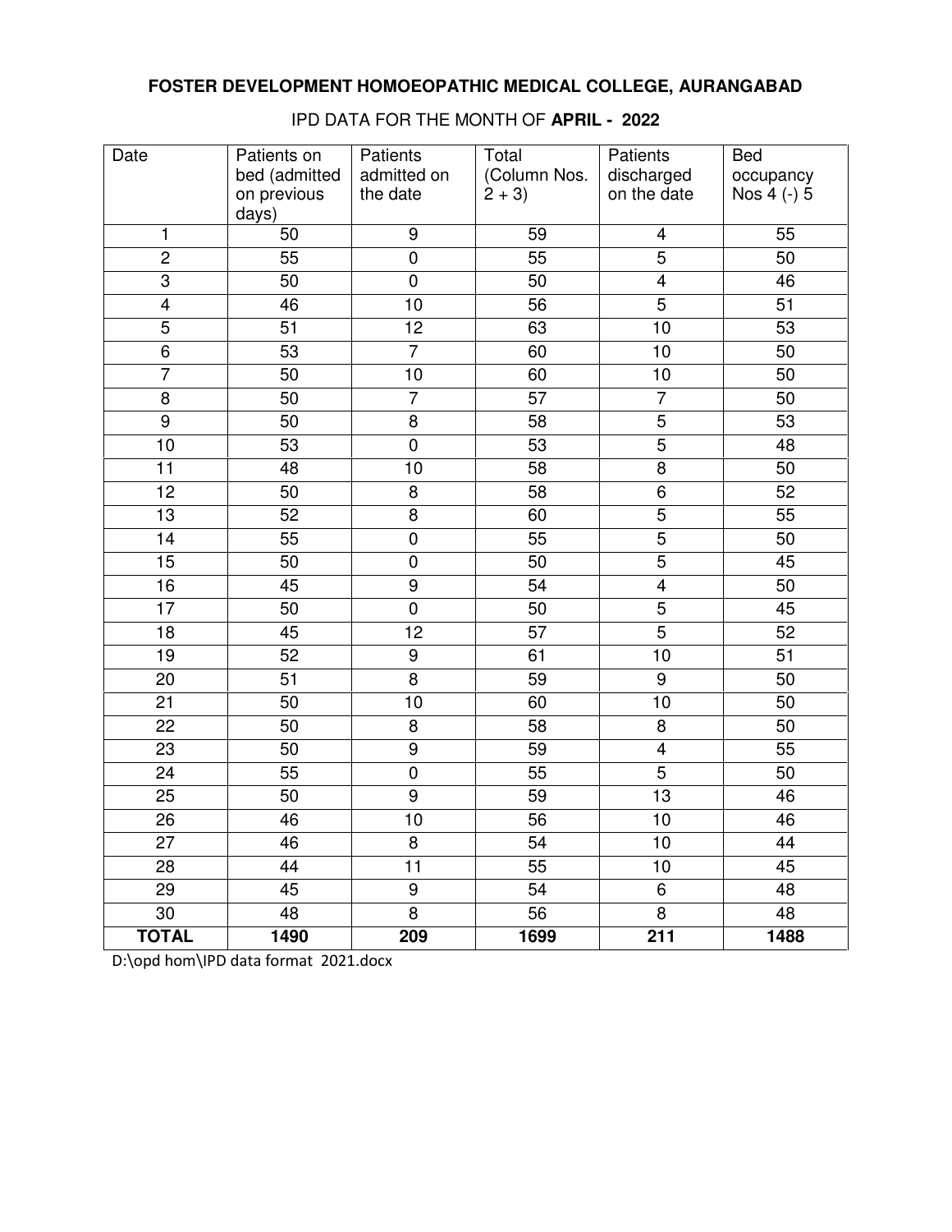**FOSTER DEVELOPMENT HOMOEOPATHIC MEDICAL COLLEGE, AURANGABAD**

IPD DATA FOR THE MONTH OF **APRIL - 2022**

| Date | Patients on bed (admitted on previous days) | Patients admitted on the date | Total (Column Nos. 2 + 3) | Patients discharged on the date | Bed occupancy Nos 4 (-) 5 |
|---|---|---|---|---|---|
| 1 | 50 | 9 | 59 | 4 | 55 |
| 2 | 55 | 0 | 55 | 5 | 50 |
| 3 | 50 | 0 | 50 | 4 | 46 |
| 4 | 46 | 10 | 56 | 5 | 51 |
| 5 | 51 | 12 | 63 | 10 | 53 |
| 6 | 53 | 7 | 60 | 10 | 50 |
| 7 | 50 | 10 | 60 | 10 | 50 |
| 8 | 50 | 7 | 57 | 7 | 50 |
| 9 | 50 | 8 | 58 | 5 | 53 |
| 10 | 53 | 0 | 53 | 5 | 48 |
| 11 | 48 | 10 | 58 | 8 | 50 |
| 12 | 50 | 8 | 58 | 6 | 52 |
| 13 | 52 | 8 | 60 | 5 | 55 |
| 14 | 55 | 0 | 55 | 5 | 50 |
| 15 | 50 | 0 | 50 | 5 | 45 |
| 16 | 45 | 9 | 54 | 4 | 50 |
| 17 | 50 | 0 | 50 | 5 | 45 |
| 18 | 45 | 12 | 57 | 5 | 52 |
| 19 | 52 | 9 | 61 | 10 | 51 |
| 20 | 51 | 8 | 59 | 9 | 50 |
| 21 | 50 | 10 | 60 | 10 | 50 |
| 22 | 50 | 8 | 58 | 8 | 50 |
| 23 | 50 | 9 | 59 | 4 | 55 |
| 24 | 55 | 0 | 55 | 5 | 50 |
| 25 | 50 | 9 | 59 | 13 | 46 |
| 26 | 46 | 10 | 56 | 10 | 46 |
| 27 | 46 | 8 | 54 | 10 | 44 |
| 28 | 44 | 11 | 55 | 10 | 45 |
| 29 | 45 | 9 | 54 | 6 | 48 |
| 30 | 48 | 8 | 56 | 8 | 48 |
| **TOTAL** | **1490** | **209** | **1699** | **211** | **1488** |

D:\opd hom\IPD data format 2021.docx